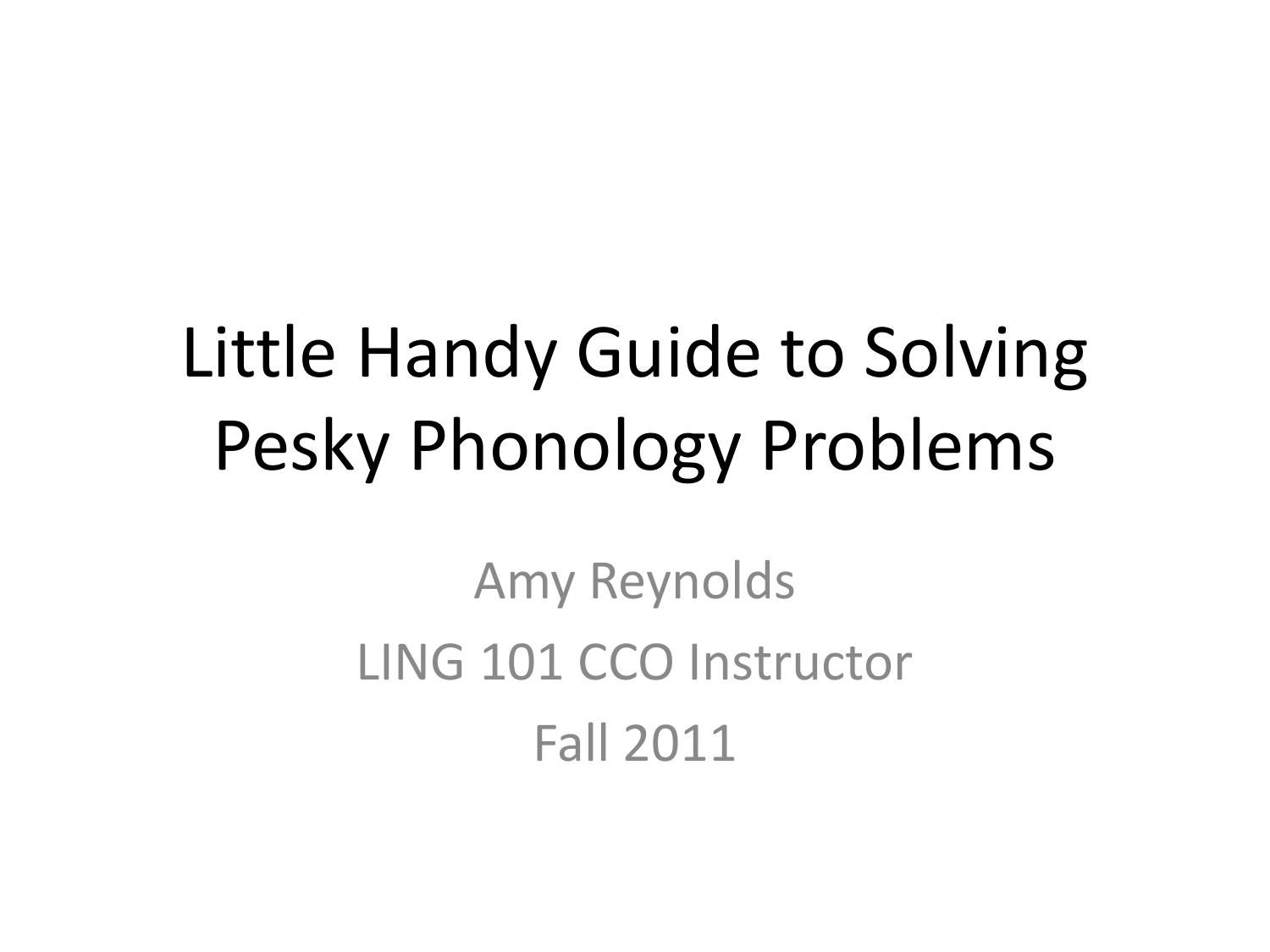# Little Handy Guide to Solving Pesky Phonology Problems

Amy Reynolds

LING 101 CCO Instructor

Fall 2011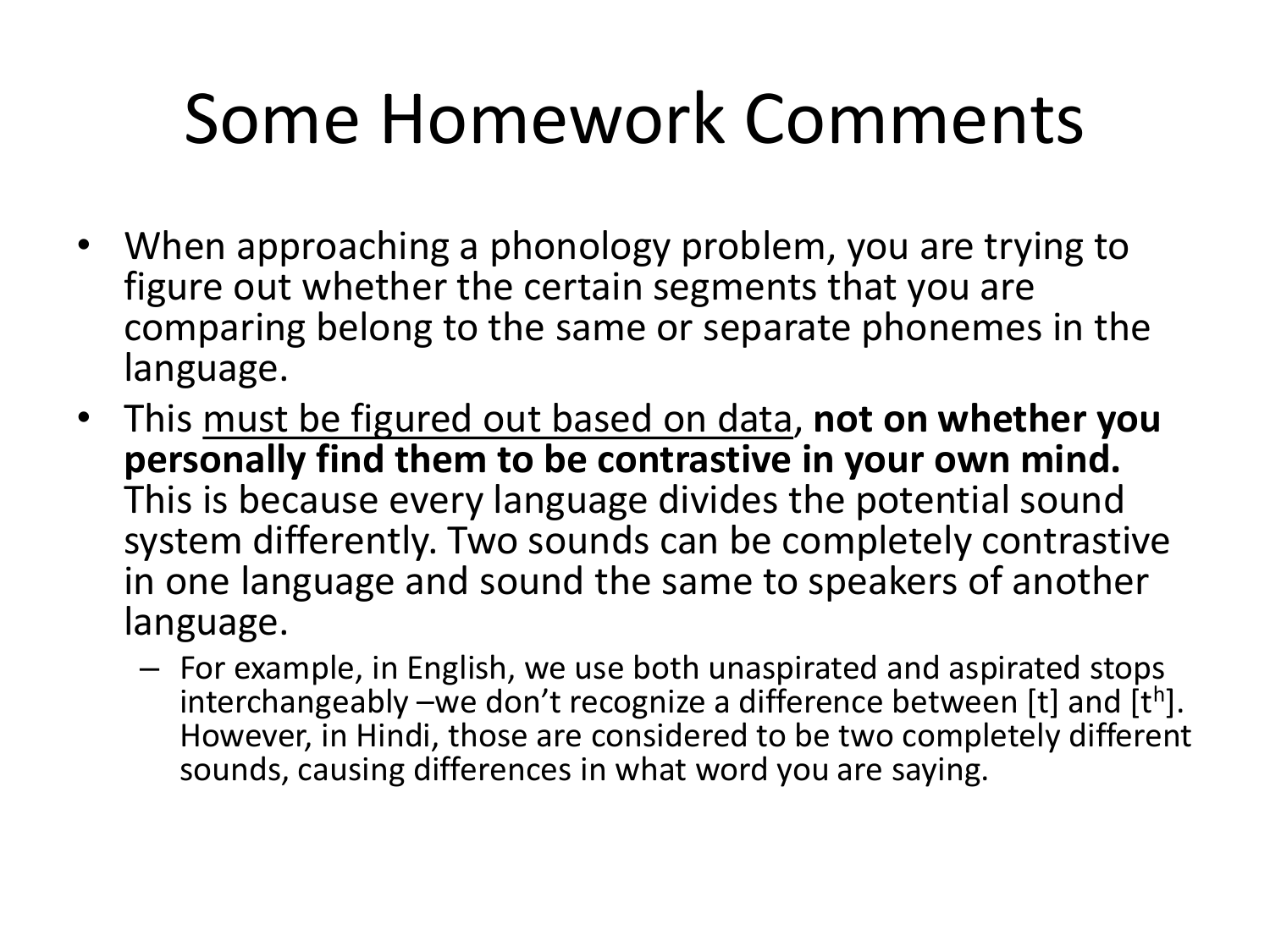# Some Homework Comments

- When approaching a phonology problem, you are trying to figure out whether the certain segments that you are comparing belong to the same or separate phonemes in the language.
- This <u>must be figured out based on data</u>, **not on whether you personally find them to be contrastive in your own mind.** This is because every language divides the potential sound system differently. Two sounds can be completely contrastive in one language and sound the same to speakers of another language.
  - For example, in English, we use both unaspirated and aspirated stops interchangeably –we don't recognize a difference between [t] and [$t^h$]. However, in Hindi, those are considered to be two completely different sounds, causing differences in what word you are saying.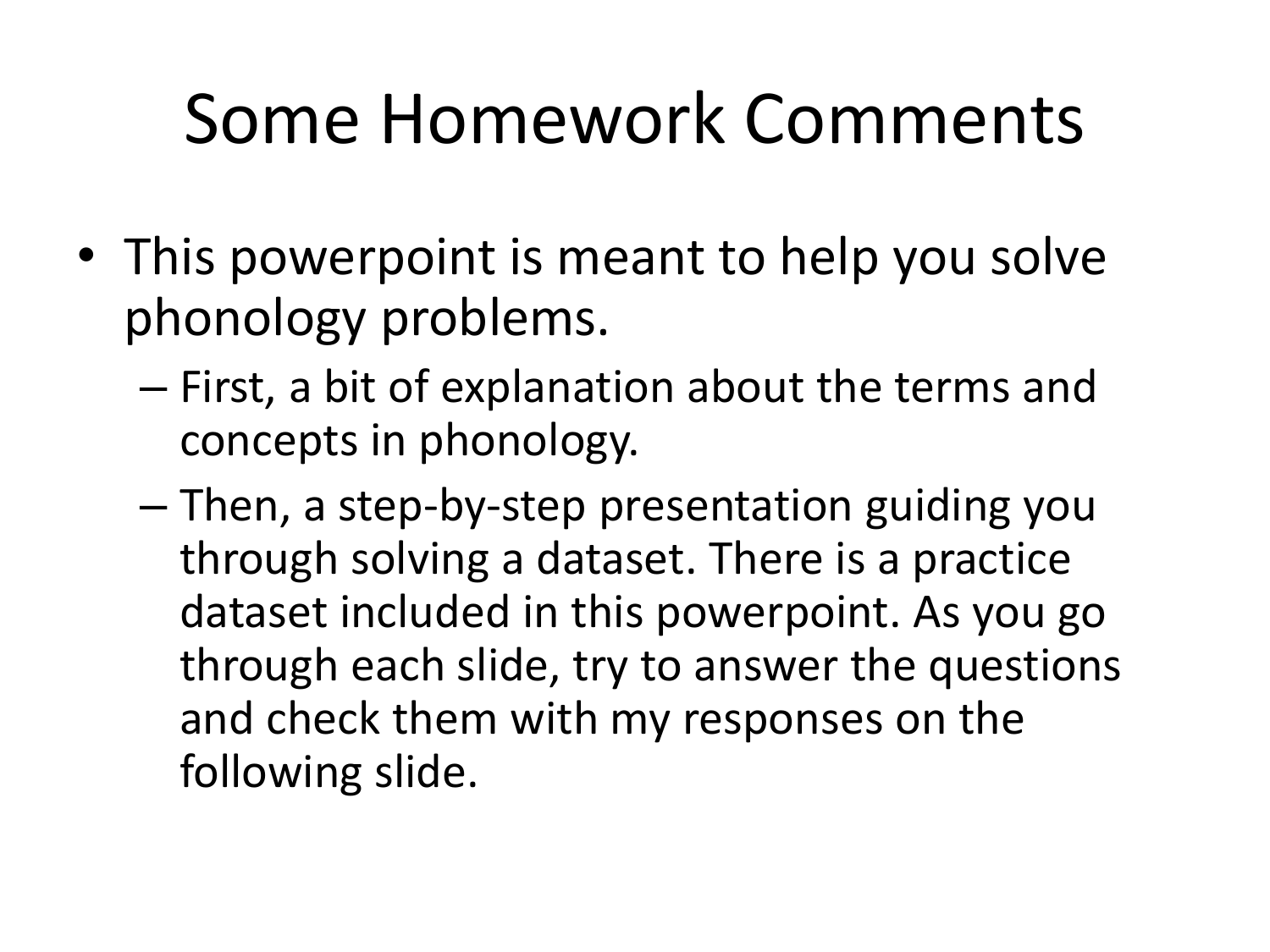# Some Homework Comments

- This powerpoint is meant to help you solve phonology problems.
  - First, a bit of explanation about the terms and concepts in phonology.
  - Then, a step-by-step presentation guiding you through solving a dataset. There is a practice dataset included in this powerpoint. As you go through each slide, try to answer the questions and check them with my responses on the following slide.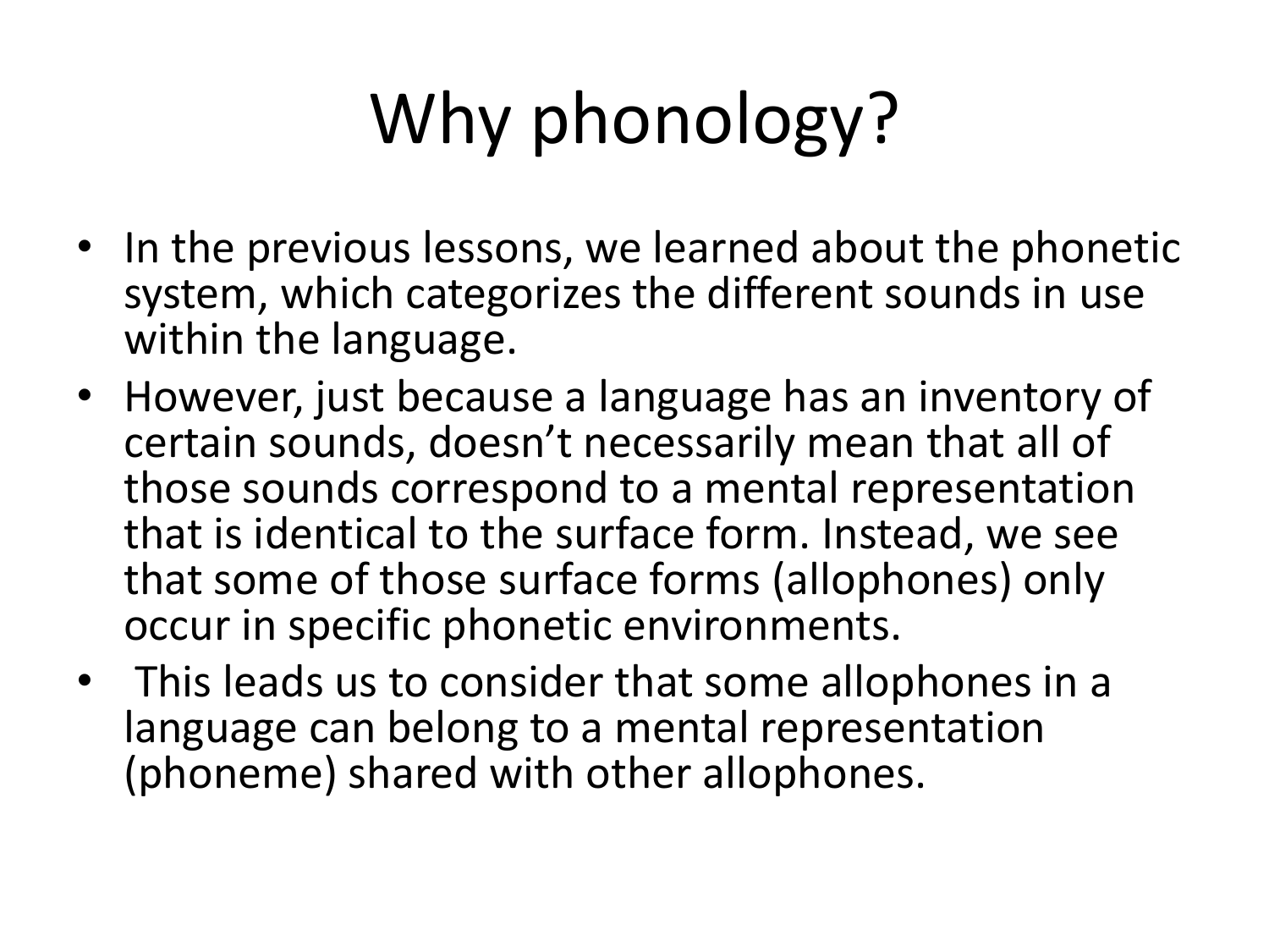# Why phonology?

- In the previous lessons, we learned about the phonetic system, which categorizes the different sounds in use within the language.
- However, just because a language has an inventory of certain sounds, doesn't necessarily mean that all of those sounds correspond to a mental representation that is identical to the surface form. Instead, we see that some of those surface forms (allophones) only occur in specific phonetic environments.
- This leads us to consider that some allophones in a language can belong to a mental representation (phoneme) shared with other allophones.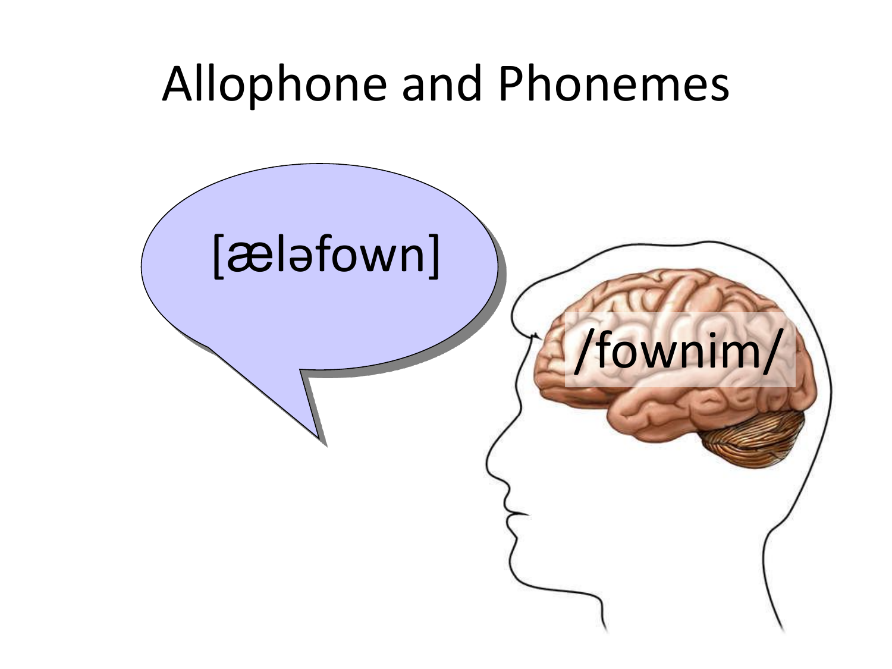# Allophone and Phonemes

[æləfown]

/fownim/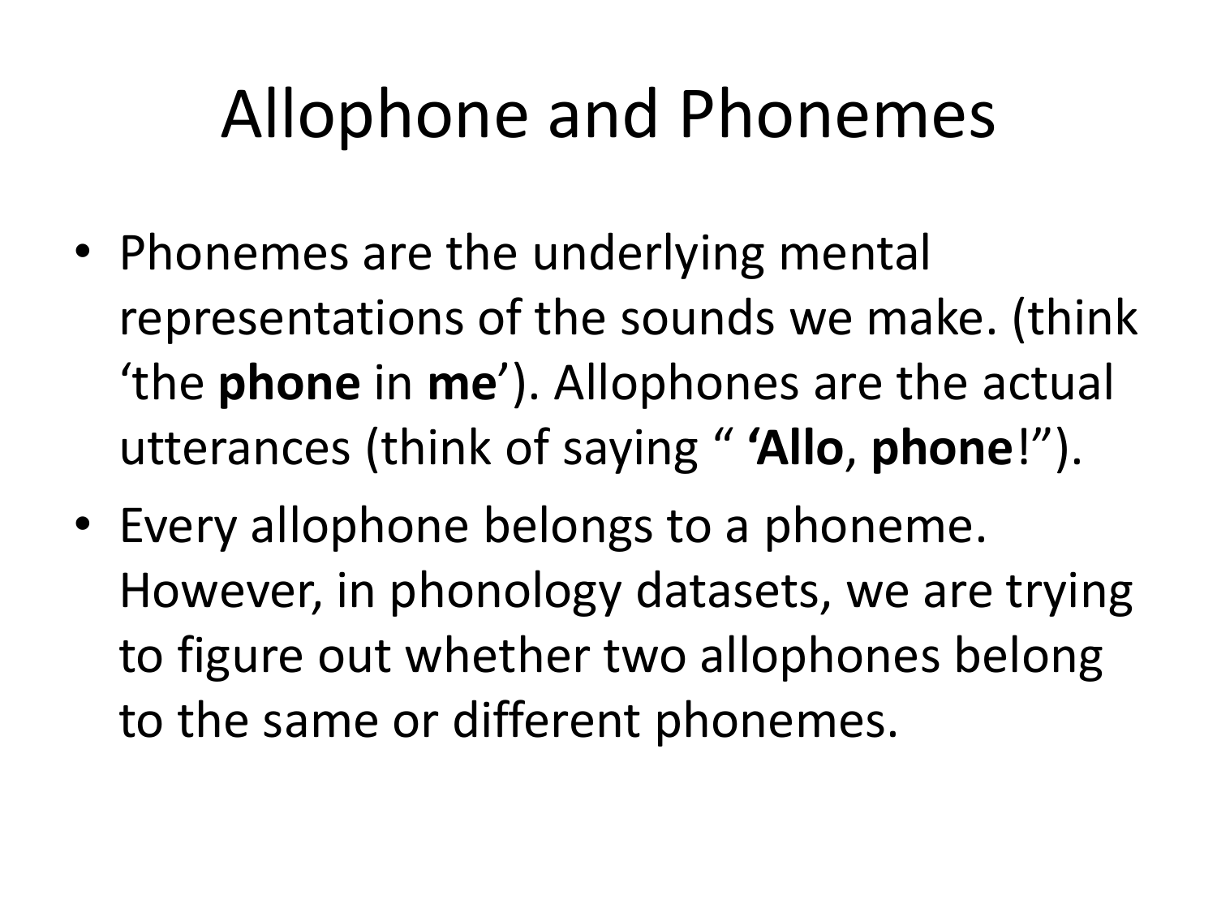# Allophone and Phonemes

- Phonemes are the underlying mental representations of the sounds we make. (think ‘the **phone** in **me**’). Allophones are the actual utterances (think of saying “ **‘Allo**, **phone**!”).
- Every allophone belongs to a phoneme. However, in phonology datasets, we are trying to figure out whether two allophones belong to the same or different phonemes.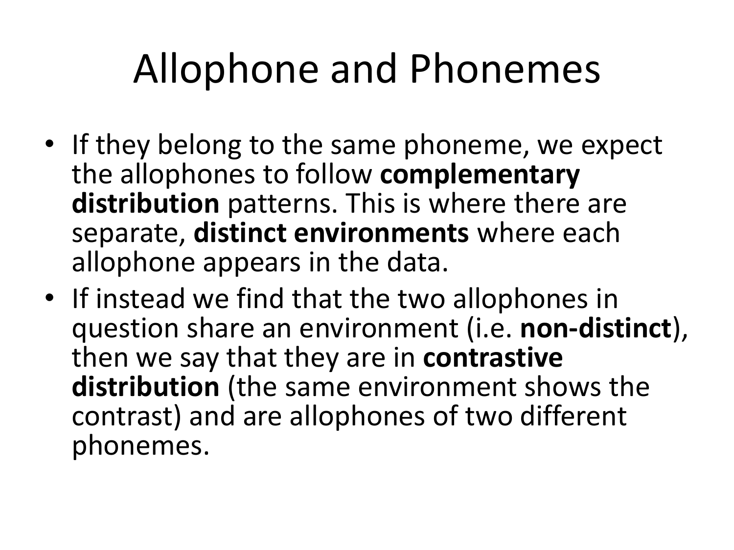# Allophone and Phonemes

- If they belong to the same phoneme, we expect the allophones to follow **complementary distribution** patterns. This is where there are separate, **distinct environments** where each allophone appears in the data.
- If instead we find that the two allophones in question share an environment (i.e. **non-distinct**), then we say that they are in **contrastive distribution** (the same environment shows the contrast) and are allophones of two different phonemes.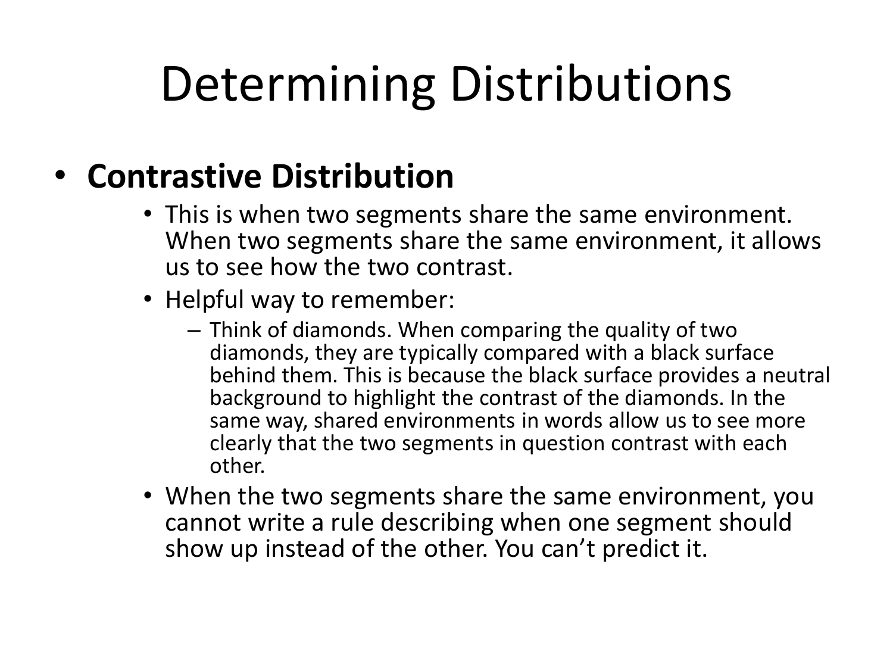# Determining Distributions

- **Contrastive Distribution**
  - This is when two segments share the same environment. When two segments share the same environment, it allows us to see how the two contrast.
  - Helpful way to remember:
    - Think of diamonds. When comparing the quality of two diamonds, they are typically compared with a black surface behind them. This is because the black surface provides a neutral background to highlight the contrast of the diamonds. In the same way, shared environments in words allow us to see more clearly that the two segments in question contrast with each other.
  - When the two segments share the same environment, you cannot write a rule describing when one segment should show up instead of the other. You can't predict it.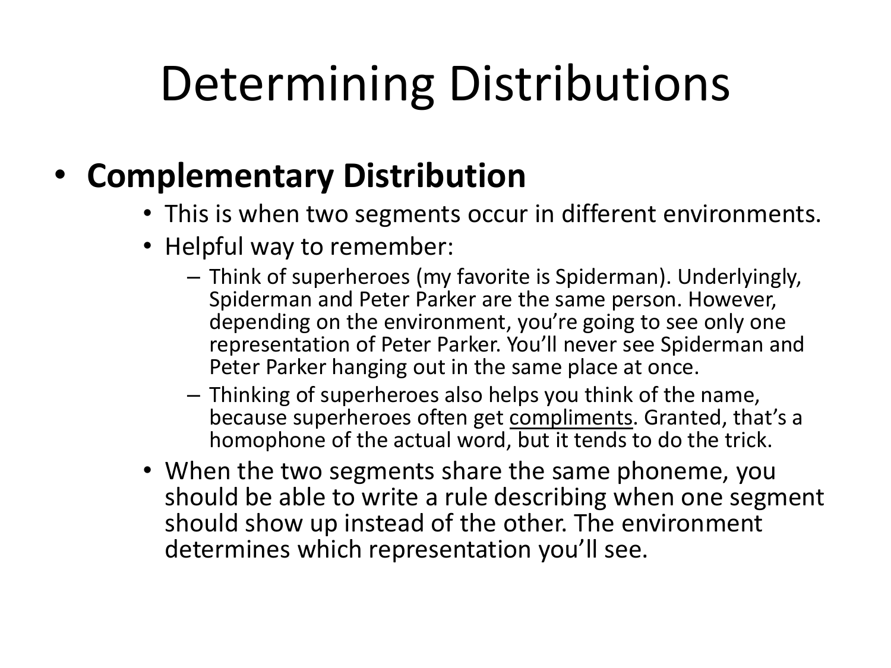# Determining Distributions

- **Complementary Distribution**
  - This is when two segments occur in different environments.
  - Helpful way to remember:
    - Think of superheroes (my favorite is Spiderman). Underlyingly, Spiderman and Peter Parker are the same person. However, depending on the environment, you're going to see only one representation of Peter Parker. You'll never see Spiderman and Peter Parker hanging out in the same place at once.
    - Thinking of superheroes also helps you think of the name, because superheroes often get <u>compliments</u>. Granted, that's a homophone of the actual word, but it tends to do the trick.
  - When the two segments share the same phoneme, you should be able to write a rule describing when one segment should show up instead of the other. The environment determines which representation you'll see.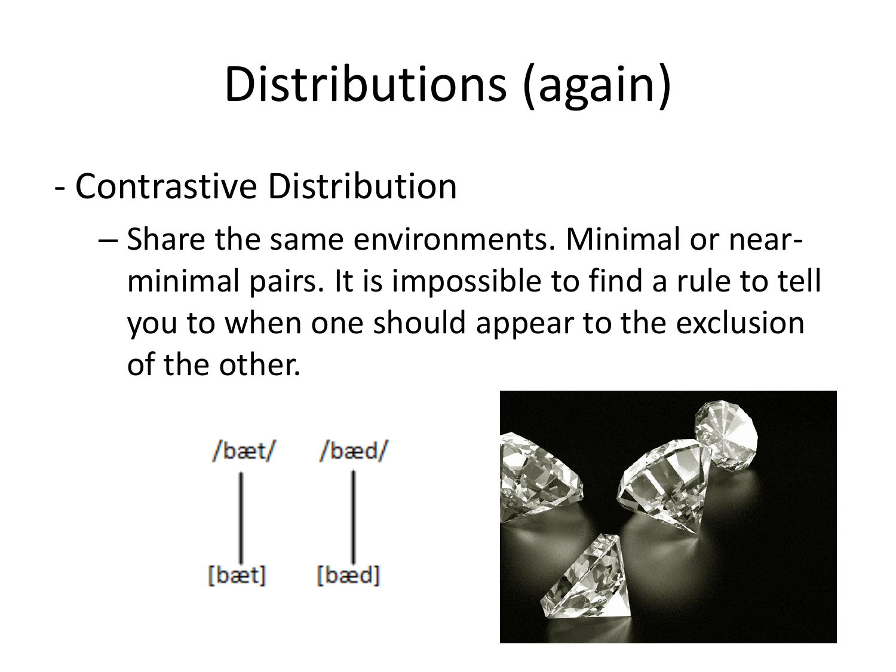# Distributions (again)

- Contrastive Distribution
  - Share the same environments. Minimal or near-minimal pairs. It is impossible to find a rule to tell you to when one should appear to the exclusion of the other.

/bæt/ /bæd/

[bæt] [bæd]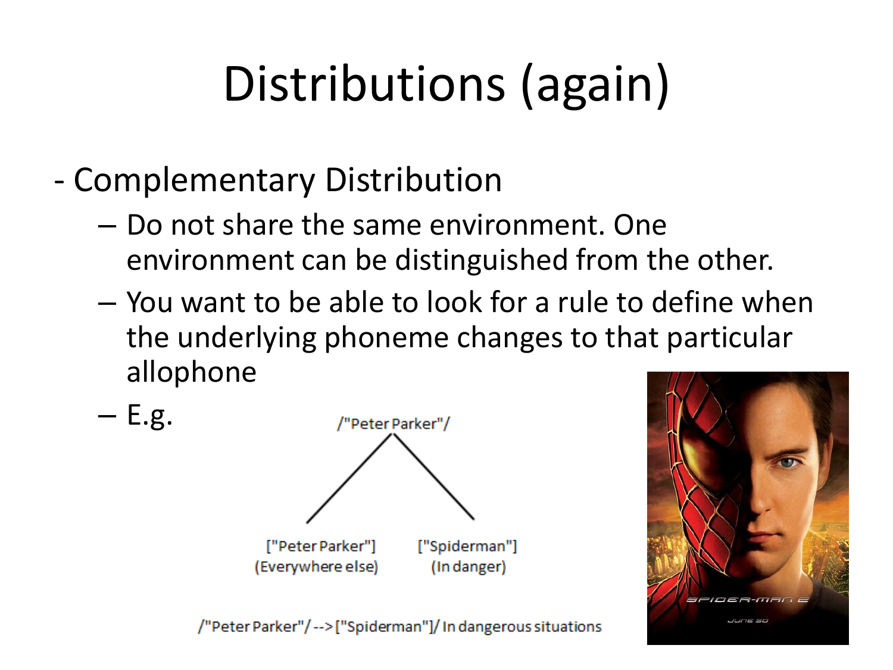# Distributions (again)

- Complementary Distribution
  - Do not share the same environment. One environment can be distinguished from the other.
  - You want to be able to look for a rule to define when the underlying phoneme changes to that particular allophone
  - E.g.

/"Peter Parker"/

["Peter Parker"] (Everywhere else)

["Spiderman"] (In danger)

/"Peter Parker"/ --> ["Spiderman"]/ In dangerous situations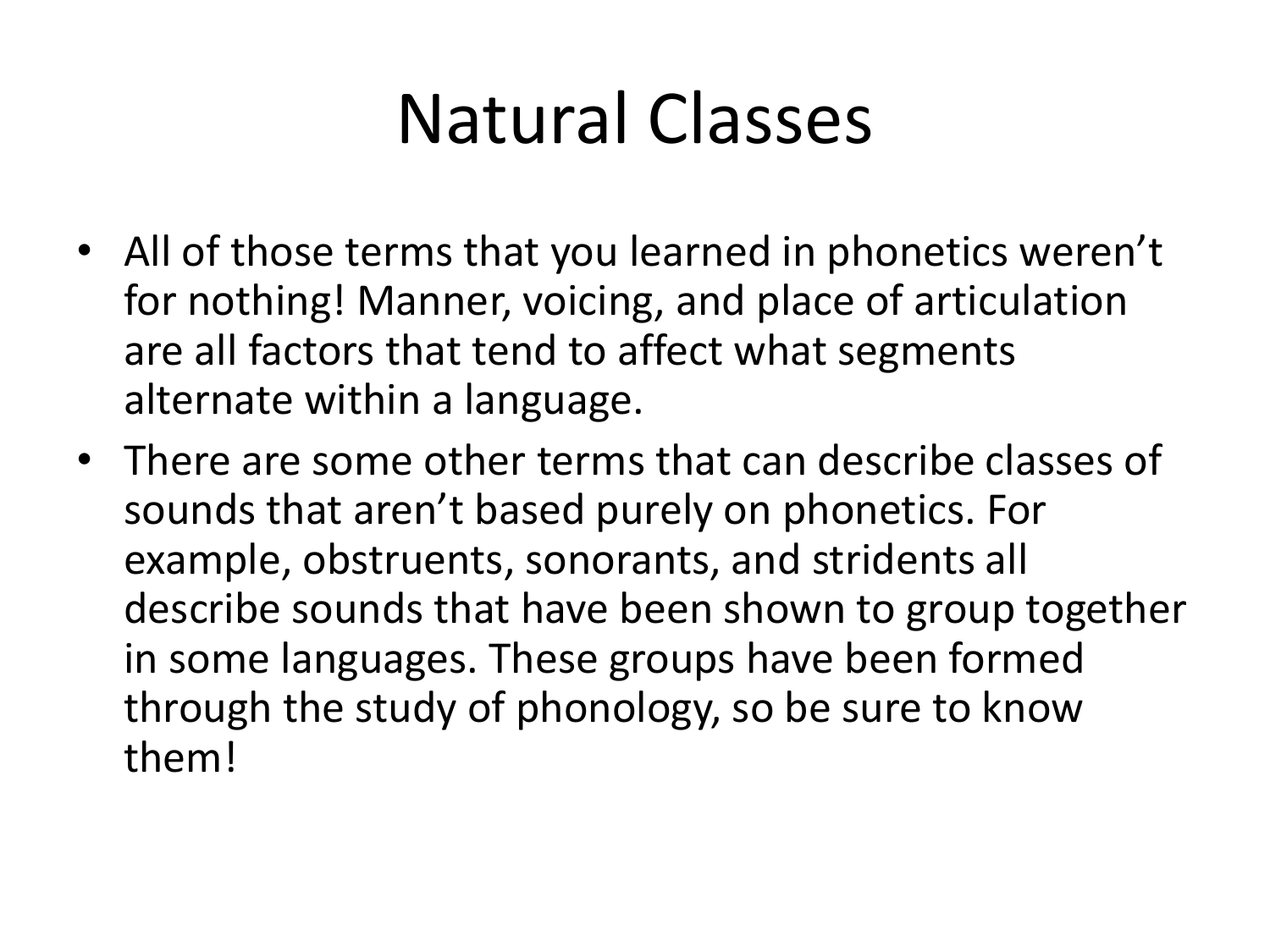# Natural Classes

- All of those terms that you learned in phonetics weren't for nothing! Manner, voicing, and place of articulation are all factors that tend to affect what segments alternate within a language.
- There are some other terms that can describe classes of sounds that aren't based purely on phonetics. For example, obstruents, sonorants, and stridents all describe sounds that have been shown to group together in some languages. These groups have been formed through the study of phonology, so be sure to know them!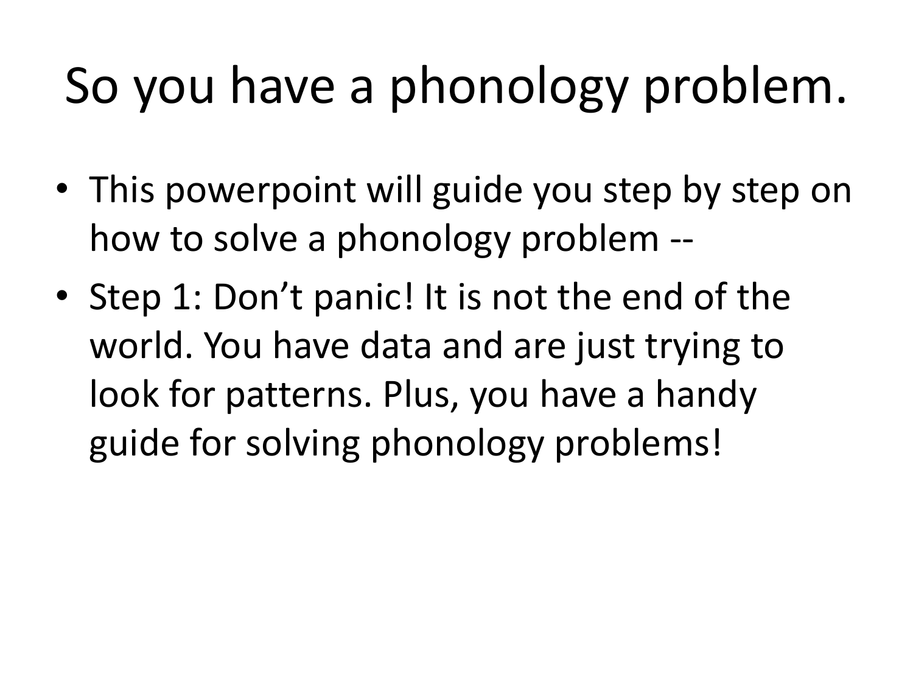# So you have a phonology problem.

- This powerpoint will guide you step by step on how to solve a phonology problem --
- Step 1: Don't panic! It is not the end of the world. You have data and are just trying to look for patterns. Plus, you have a handy guide for solving phonology problems!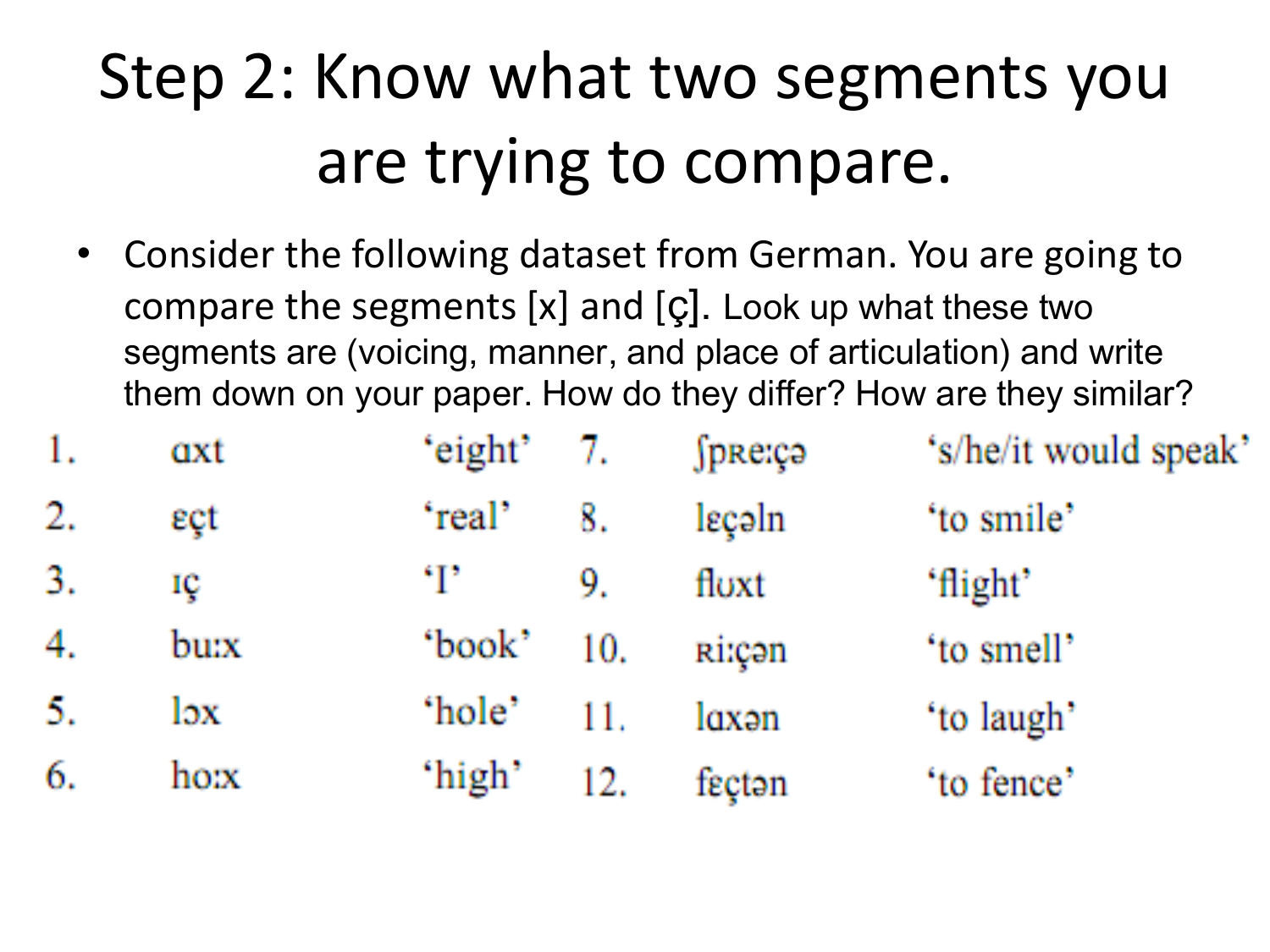# Step 2: Know what two segments you are trying to compare.

- Consider the following dataset from German. You are going to compare the segments [x] and [ç]. Look up what these two segments are (voicing, manner, and place of articulation) and write them down on your paper. How do they differ? How are they similar?

| | | | | | |
|---|---|---|---|---|---|
| 1. | ɑxt | 'eight' | 7. | ʃpʀeːçə | 's/he/it would speak' |
| 2. | ɛçt | 'real' | 8. | lɛçəln | 'to smile' |
| 3. | ɪç | 'I' | 9. | flʊxt | 'flight' |
| 4. | buːx | 'book' | 10. | ʀiːçən | 'to smell' |
| 5. | lɔx | 'hole' | 11. | lɑxən | 'to laugh' |
| 6. | hoːx | 'high' | 12. | fɛçtən | 'to fence' |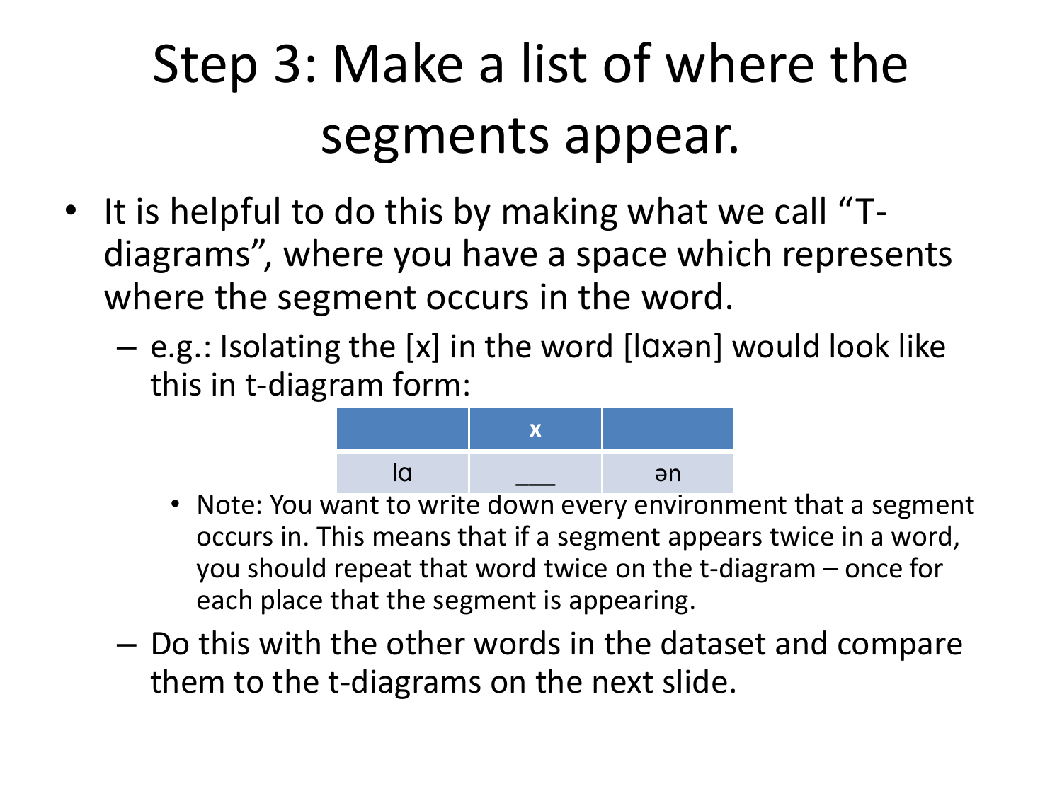# Step 3: Make a list of where the segments appear.

- It is helpful to do this by making what we call "T-diagrams", where you have a space which represents where the segment occurs in the word.
  - e.g.: Isolating the [x] in the word [lɑxən] would look like this in t-diagram form:

| | x | |
|---|---|---|
| lɑ | ___ | ən |

    - Note: You want to write down every environment that a segment occurs in. This means that if a segment appears twice in a word, you should repeat that word twice on the t-diagram – once for each place that the segment is appearing.
  - Do this with the other words in the dataset and compare them to the t-diagrams on the next slide.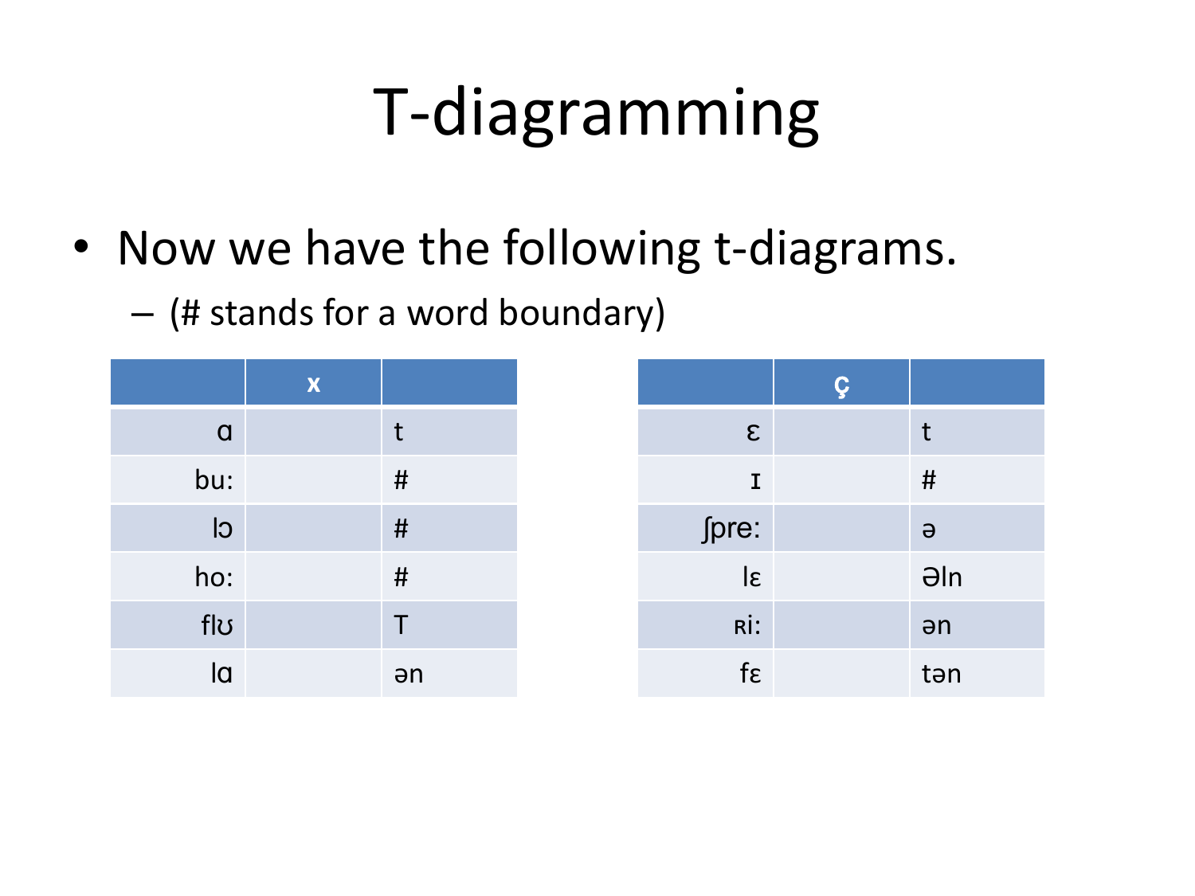# T-diagramming

- Now we have the following t-diagrams.
  - (# stands for a word boundary)

| | x | |
|---|---|---|
| ɑ | | t |
| bu: | | # |
| lɔ | | # |
| ho: | | # |
| flʊ | | T |
| lɑ | | ən |

| | ç | |
|---|---|---|
| ɛ | | t |
| ɪ | | # |
| ʃpre: | | ə |
| lɛ | | Əln |
| ʀi: | | ən |
| fɛ | | tən |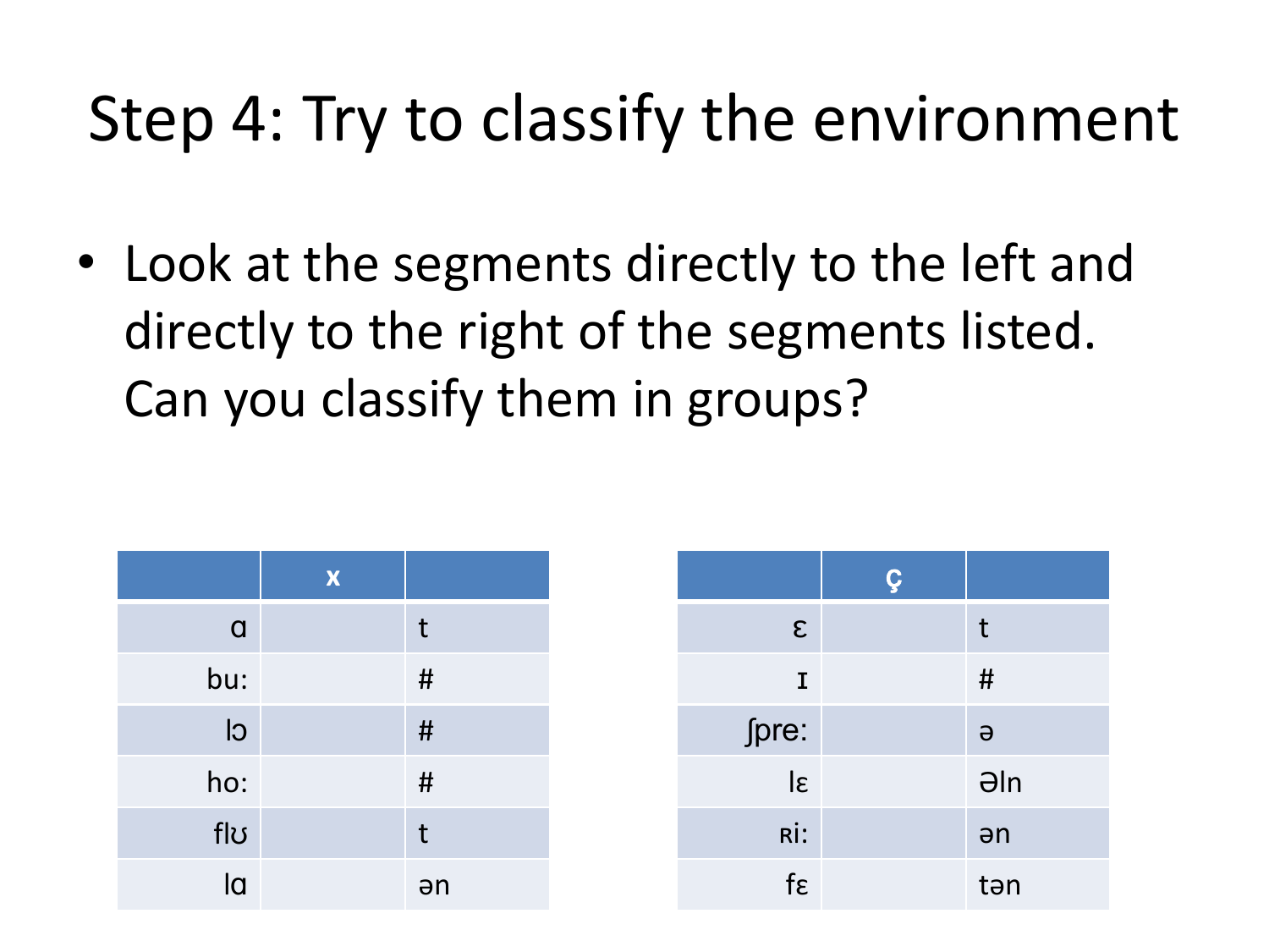# Step 4: Try to classify the environment

- Look at the segments directly to the left and directly to the right of the segments listed. Can you classify them in groups?

|  | x |  |
|---|---|---|
| ɑ |  | t |
| bu: |  | # |
| lɔ |  | # |
| ho: |  | # |
| flʊ |  | t |
| lɑ |  | ən |

|  | ç |  |
|---|---|---|
| ɛ |  | t |
| ɪ |  | # |
| ʃpre: |  | ə |
| lɛ |  | əln |
| ʀi: |  | ən |
| fɛ |  | tən |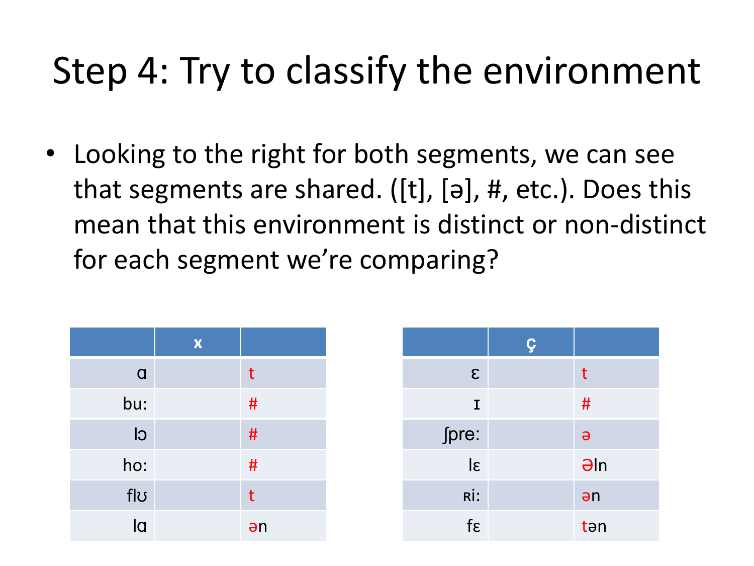# Step 4: Try to classify the environment

- Looking to the right for both segments, we can see that segments are shared. ([t], [ə], #, etc.). Does this mean that this environment is distinct or non-distinct for each segment we're comparing?

| | x | |
|---|---|---|
| ɑ | | t |
| bu: | | # |
| lɔ | | # |
| ho: | | # |
| flʊ | | t |
| lɑ | | ən |

| | ç | |
|---|---|---|
| ɛ | | t |
| ɪ | | # |
| ʃpre: | | ə |
| lɛ | | Əln |
| ʁi: | | ən |
| fɛ | | tən |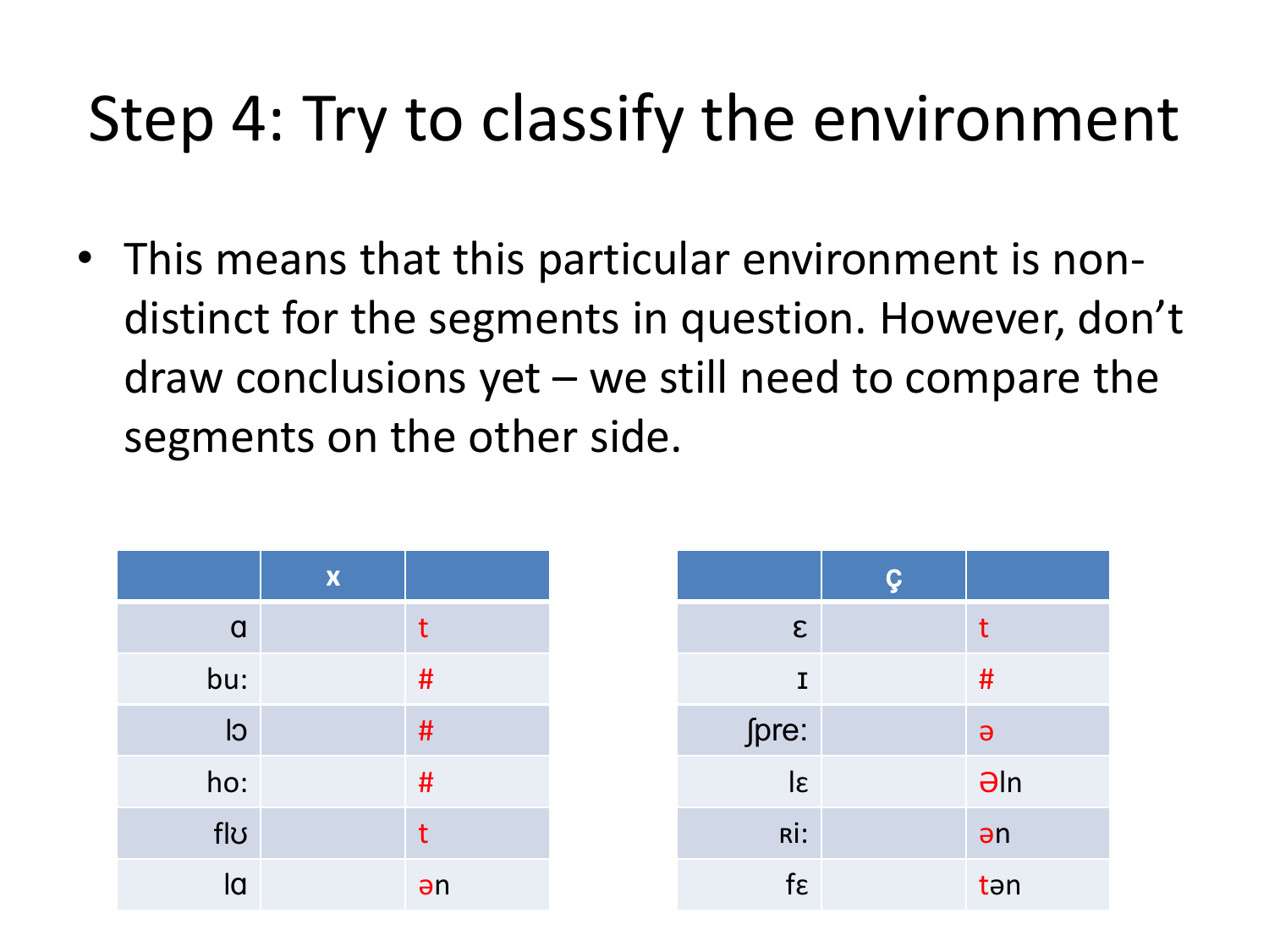# Step 4: Try to classify the environment

- This means that this particular environment is non-distinct for the segments in question. However, don't draw conclusions yet – we still need to compare the segments on the other side.

| | x | |
|---|---|---|
| ɑ | | t |
| bu: | | # |
| lɔ | | # |
| ho: | | # |
| flʊ | | t |
| lɑ | | ən |

| | ç | |
|---|---|---|
| ɛ | | t |
| ɪ | | # |
| ʃpre: | | ə |
| lɛ | | Əln |
| ʁi: | | ən |
| fɛ | | tən |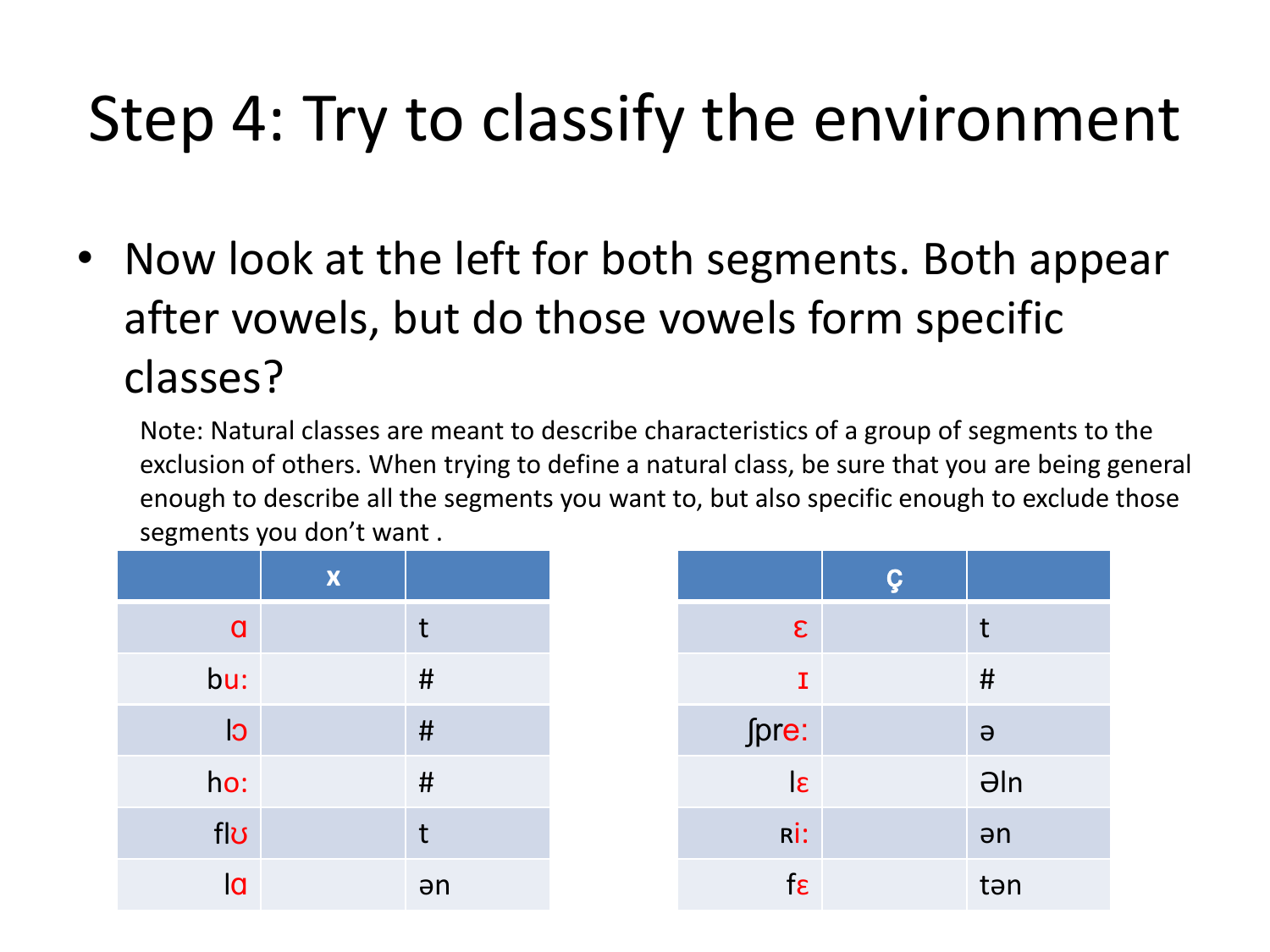# Step 4: Try to classify the environment

- Now look at the left for both segments. Both appear after vowels, but do those vowels form specific classes?

  Note: Natural classes are meant to describe characteristics of a group of segments to the exclusion of others. When trying to define a natural class, be sure that you are being general enough to describe all the segments you want to, but also specific enough to exclude those segments you don't want .

| | x | |
|---|---|---|
| ɑ | | t |
| buː | | # |
| lɔ | | # |
| hoː | | # |
| flʊ | | t |
| lɑ | | ən |

| | ç | |
|---|---|---|
| ɛ | | t |
| ɪ | | # |
| ʃpreː | | ə |
| lɛ | | Əln |
| ʀiː | | ən |
| fɛ | | tən |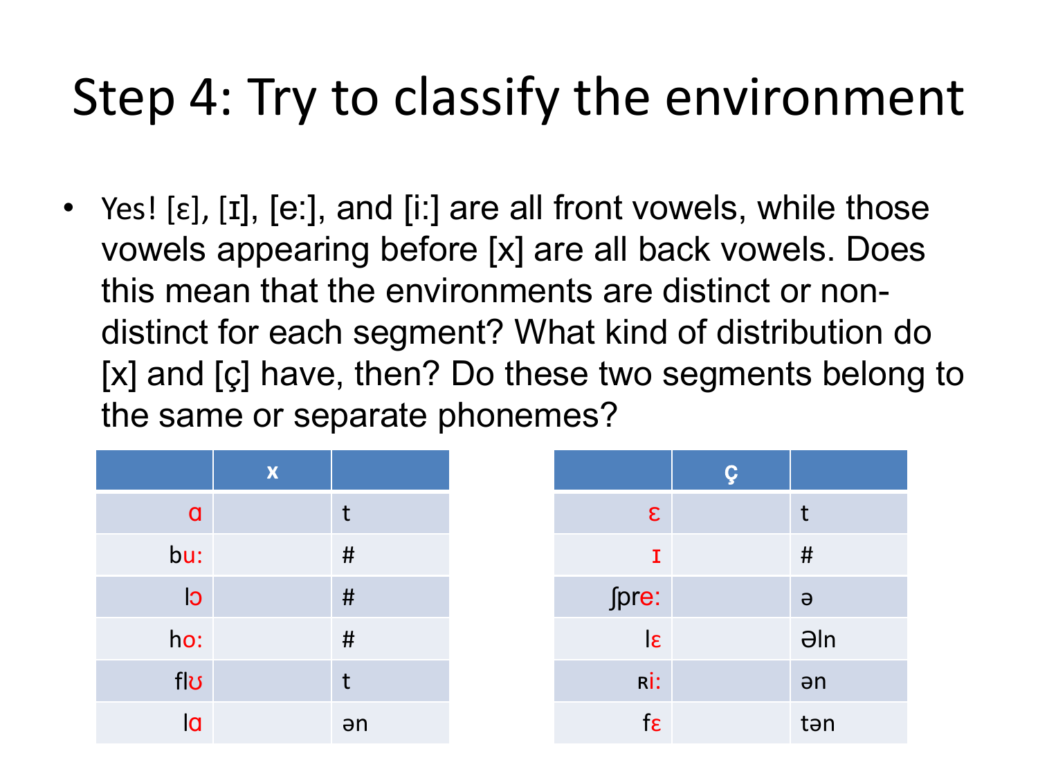# Step 4: Try to classify the environment

- Yes! [ɛ], [ɪ], [eː], and [iː] are all front vowels, while those vowels appearing before [x] are all back vowels. Does this mean that the environments are distinct or non-distinct for each segment? What kind of distribution do [x] and [ç] have, then? Do these two segments belong to the same or separate phonemes?

| | x | |
|---|---|---|
| ɑ | | t |
| buː | | # |
| lɔ | | # |
| hoː | | # |
| flʊ | | t |
| lɑ | | ən |

| | ç | |
|---|---|---|
| ɛ | | t |
| ɪ | | # |
| ʃpreː | | ə |
| lɛ | | Əln |
| ʀiː | | ən |
| fɛ | | tən |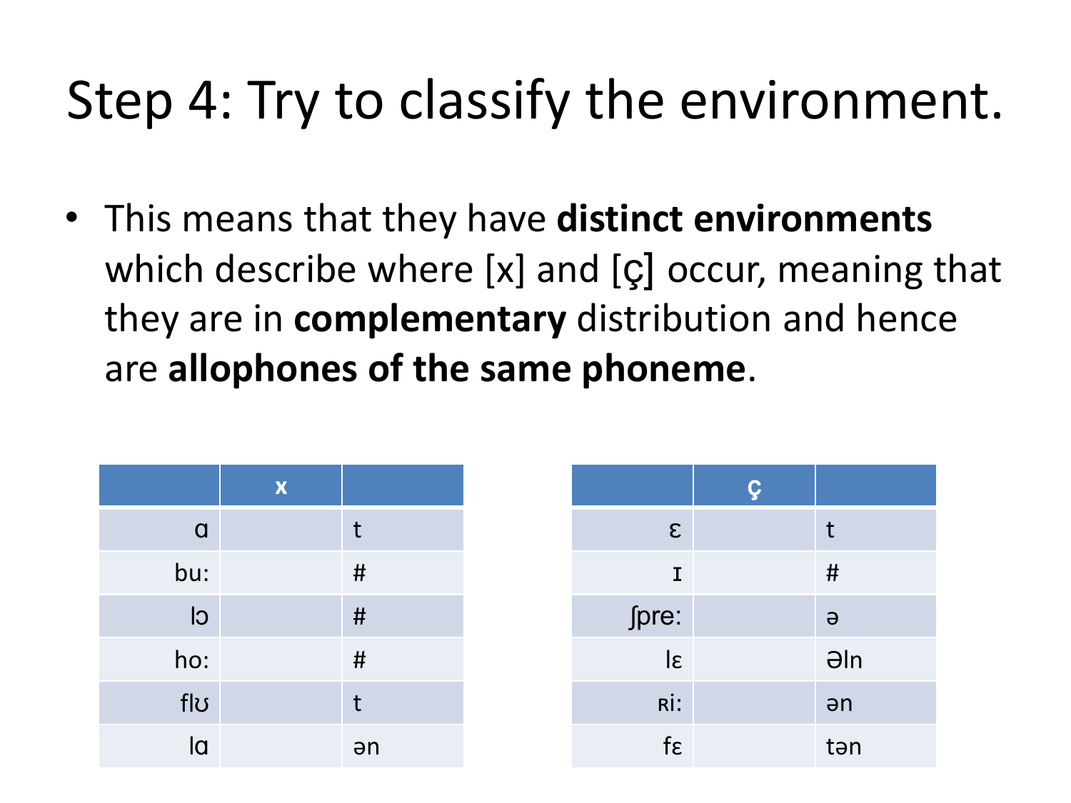# Step 4: Try to classify the environment.

- This means that they have **distinct environments** which describe where [x] and [ç] occur, meaning that they are in **complementary** distribution and hence are **allophones of the same phoneme**.

| | x | |
|---|---|---|
| ɑ | | t |
| bu: | | # |
| lɔ | | # |
| ho: | | # |
| flʊ | | t |
| lɑ | | ən |

| | ç | |
|---|---|---|
| ɛ | | t |
| ɪ | | # |
| ʃpre: | | ə |
| lɛ | | Əln |
| ʀi: | | ən |
| fɛ | | tən |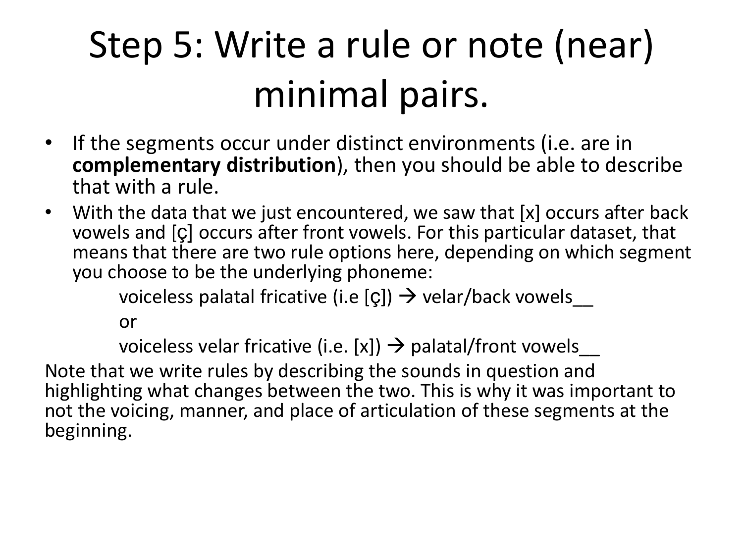# Step 5: Write a rule or note (near) minimal pairs.

- If the segments occur under distinct environments (i.e. are in **complementary distribution**), then you should be able to describe that with a rule.
- With the data that we just encountered, we saw that [x] occurs after back vowels and [ç] occurs after front vowels. For this particular dataset, that means that there are two rule options here, depending on which segment you choose to be the underlying phoneme:

    voiceless palatal fricative (i.e [ç]) → velar/back vowels__

    or

    voiceless velar fricative (i.e. [x]) → palatal/front vowels__

Note that we write rules by describing the sounds in question and highlighting what changes between the two. This is why it was important to not the voicing, manner, and place of articulation of these segments at the beginning.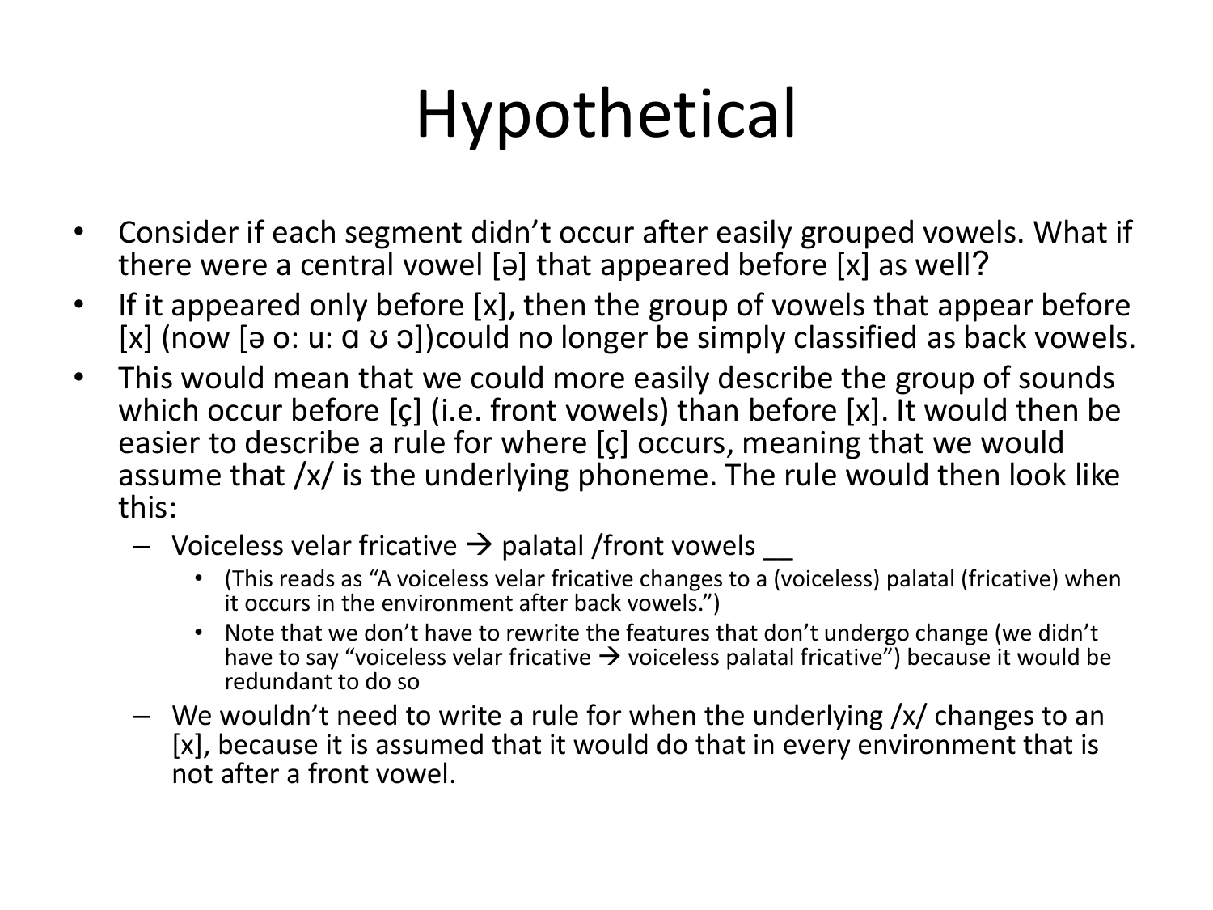# Hypothetical

- Consider if each segment didn't occur after easily grouped vowels. What if there were a central vowel [ə] that appeared before [x] as well?
- If it appeared only before [x], then the group of vowels that appear before [x] (now [ə o: u: ɑ ʊ ɔ])could no longer be simply classified as back vowels.
- This would mean that we could more easily describe the group of sounds which occur before [ç] (i.e. front vowels) than before [x]. It would then be easier to describe a rule for where [ç] occurs, meaning that we would assume that /x/ is the underlying phoneme. The rule would then look like this:
  - Voiceless velar fricative → palatal /front vowels __
    - (This reads as "A voiceless velar fricative changes to a (voiceless) palatal (fricative) when it occurs in the environment after back vowels.")
    - Note that we don't have to rewrite the features that don't undergo change (we didn't have to say "voiceless velar fricative → voiceless palatal fricative") because it would be redundant to do so
  - We wouldn't need to write a rule for when the underlying /x/ changes to an [x], because it is assumed that it would do that in every environment that is not after a front vowel.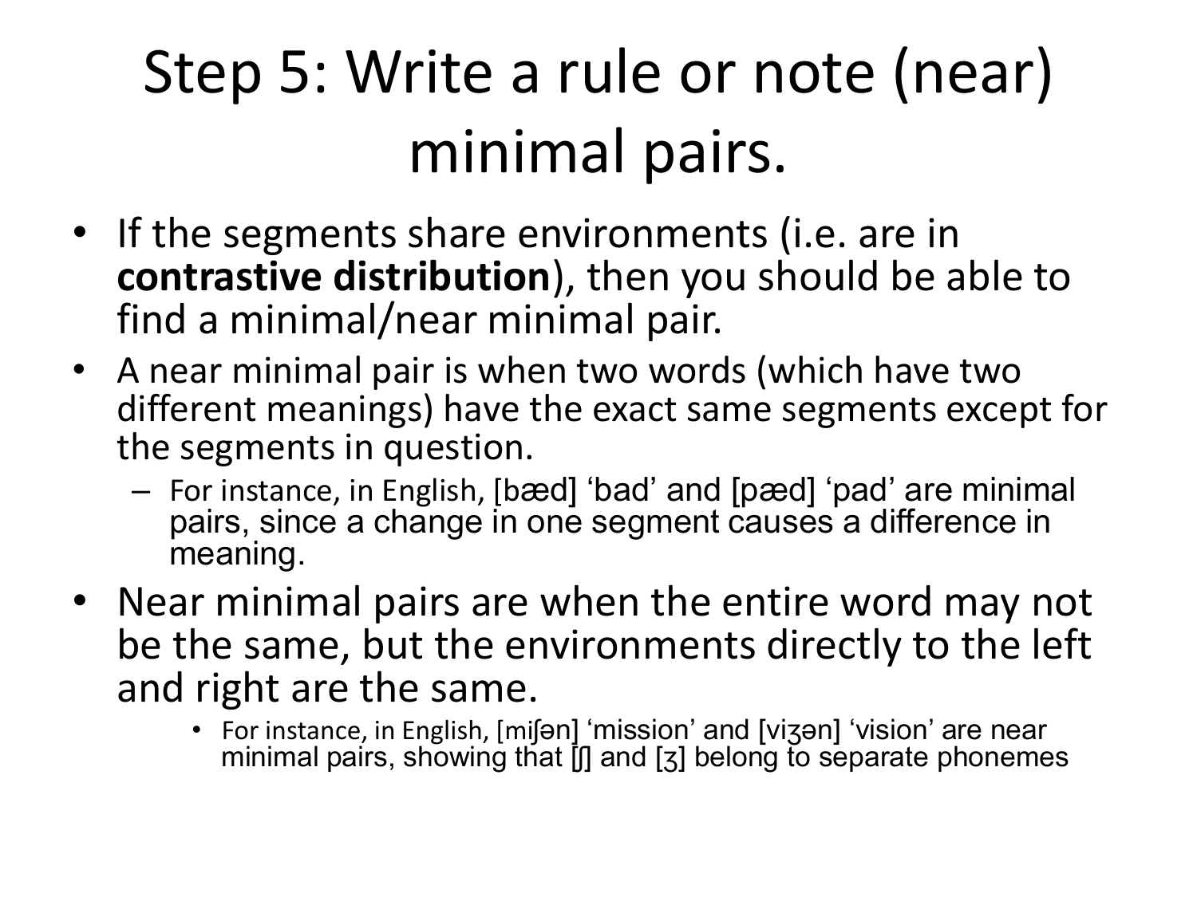# Step 5: Write a rule or note (near) minimal pairs.

- If the segments share environments (i.e. are in **contrastive distribution**), then you should be able to find a minimal/near minimal pair.
- A near minimal pair is when two words (which have two different meanings) have the exact same segments except for the segments in question.
  - For instance, in English, [bæd] 'bad' and [pæd] 'pad' are minimal pairs, since a change in one segment causes a difference in meaning.
- Near minimal pairs are when the entire word may not be the same, but the environments directly to the left and right are the same.
    - For instance, in English, [miʃən] 'mission' and [viʒən] 'vision' are near minimal pairs, showing that [ʃ] and [ʒ] belong to separate phonemes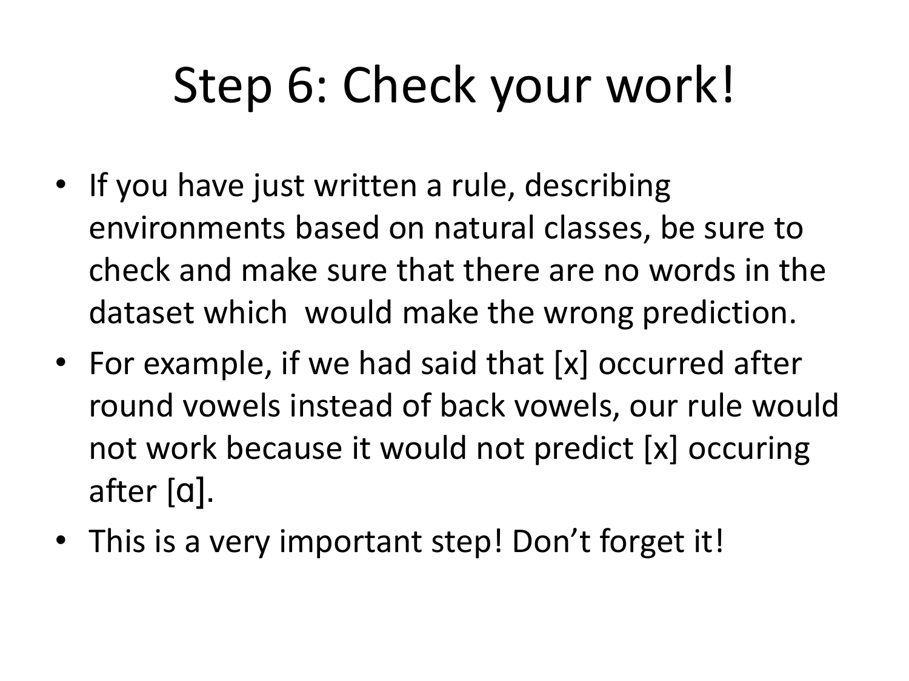# Step 6: Check your work!

- If you have just written a rule, describing environments based on natural classes, be sure to check and make sure that there are no words in the dataset which would make the wrong prediction.
- For example, if we had said that [x] occurred after round vowels instead of back vowels, our rule would not work because it would not predict [x] occuring after [ɑ].
- This is a very important step! Don't forget it!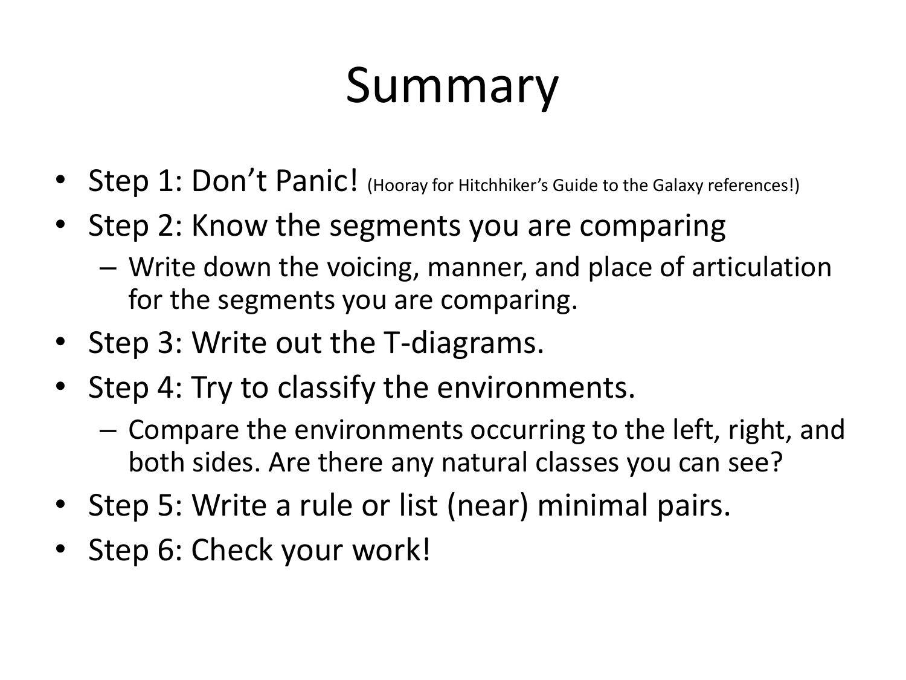# Summary

- Step 1: Don't Panic! (Hooray for Hitchhiker's Guide to the Galaxy references!)
- Step 2: Know the segments you are comparing
  - Write down the voicing, manner, and place of articulation for the segments you are comparing.
- Step 3: Write out the T-diagrams.
- Step 4: Try to classify the environments.
  - Compare the environments occurring to the left, right, and both sides. Are there any natural classes you can see?
- Step 5: Write a rule or list (near) minimal pairs.
- Step 6: Check your work!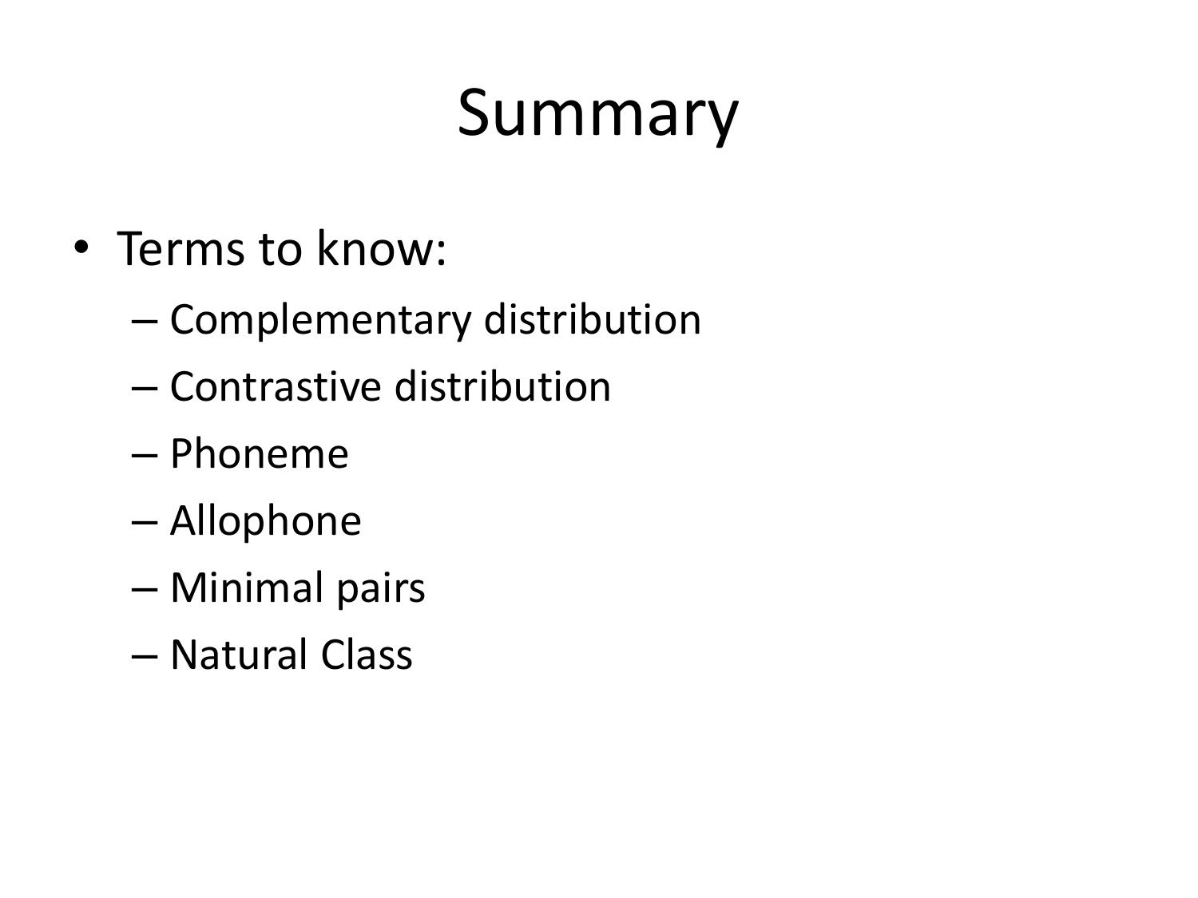# Summary

- Terms to know:
  - Complementary distribution
  - Contrastive distribution
  - Phoneme
  - Allophone
  - Minimal pairs
  - Natural Class